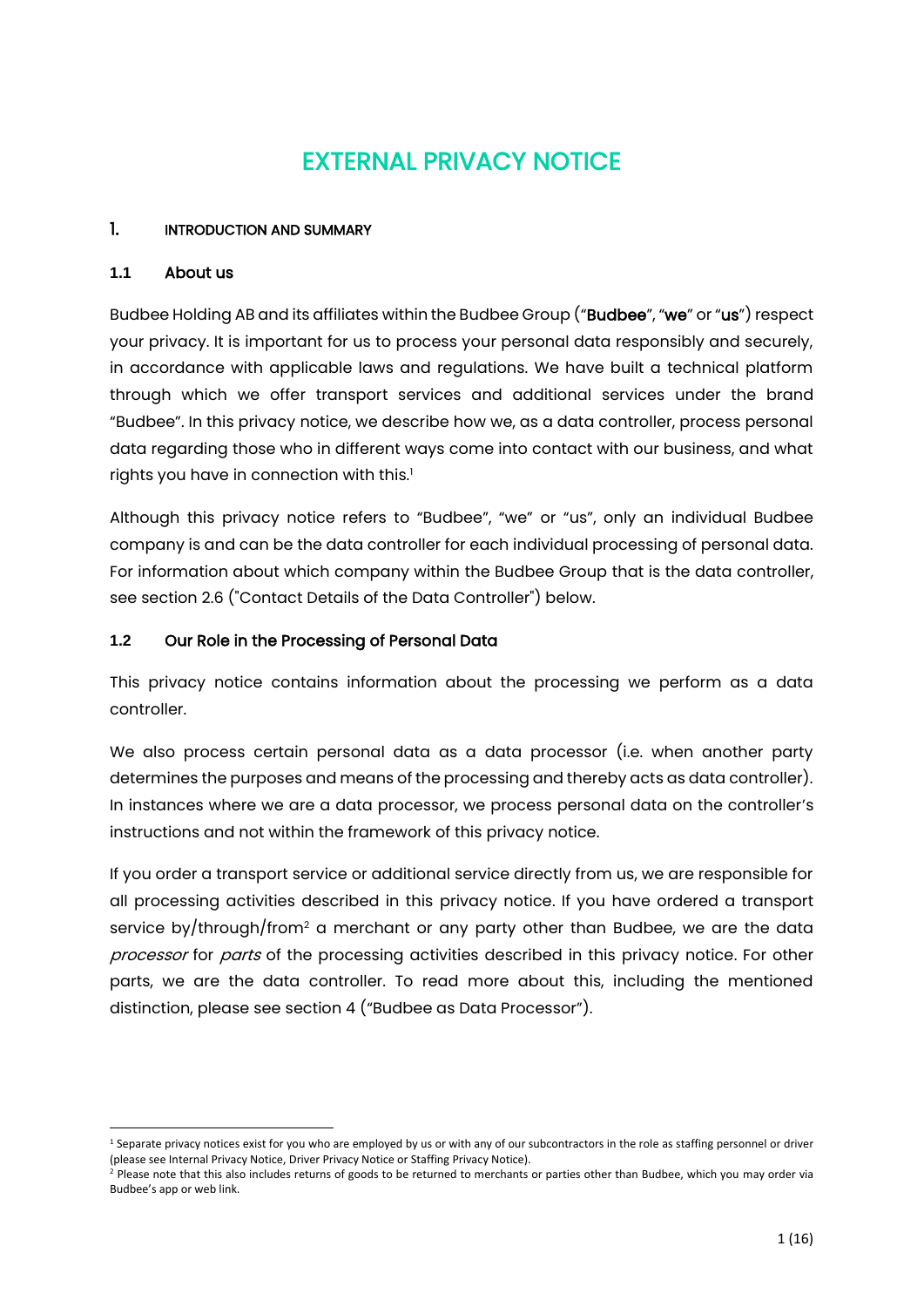# EXTERNAL PRIVACY NOTICE

## 1. INTRODUCTION AND SUMMARY

### 1.1 About us

Budbee Holding AB and its affiliates within the Budbee Group ("**Budbee**", "**we**" or "**us**") respect your privacy. It is important for us to process your personal data responsibly and securely, in accordance with applicable laws and regulations. We have built a technical platform through which we offer transport services and additional services under the brand "Budbee". In this privacy notice, we describe how we, as a data controller, process personal data regarding those who in different ways come into contact with our business, and what rights you have in connection with this.[1]

Although this privacy notice refers to "Budbee", "we" or "us", only an individual Budbee company is and can be the data controller for each individual processing of personal data. For information about which company within the Budbee Group that is the data controller, see section 2.6 ("Contact Details of the Data Controller") below.

### 1.2 Our Role in the Processing of Personal Data

This privacy notice contains information about the processing we perform as a data controller.

We also process certain personal data as a data processor (i.e. when another party determines the purposes and means of the processing and thereby acts as data controller). In instances where we are a data processor, we process personal data on the controller's instructions and not within the framework of this privacy notice.

If you order a transport service or additional service directly from us, we are responsible for all processing activities described in this privacy notice. If you have ordered a transport service by/through/from[2] a merchant or any party other than Budbee, we are the data *processor* for *parts* of the processing activities described in this privacy notice. For other parts, we are the data controller. To read more about this, including the mentioned distinction, please see section 4 ("Budbee as Data Processor").

---

[1] Separate privacy notices exist for you who are employed by us or with any of our subcontractors in the role as staffing personnel or driver (please see Internal Privacy Notice, Driver Privacy Notice or Staffing Privacy Notice).

[2] Please note that this also includes returns of goods to be returned to merchants or parties other than Budbee, which you may order via Budbee's app or web link.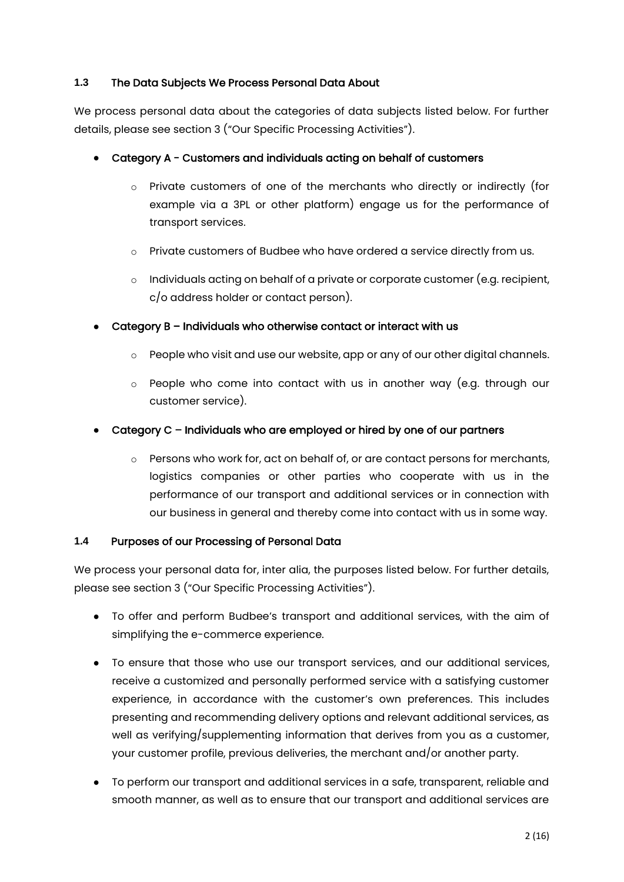### 1.3 The Data Subjects We Process Personal Data About

We process personal data about the categories of data subjects listed below. For further details, please see section 3 ("Our Specific Processing Activities").

- **Category A - Customers and individuals acting on behalf of customers**
  - Private customers of one of the merchants who directly or indirectly (for example via a 3PL or other platform) engage us for the performance of transport services.
  - Private customers of Budbee who have ordered a service directly from us.
  - Individuals acting on behalf of a private or corporate customer (e.g. recipient, c/o address holder or contact person).
- **Category B – Individuals who otherwise contact or interact with us**
  - People who visit and use our website, app or any of our other digital channels.
  - People who come into contact with us in another way (e.g. through our customer service).
- **Category C – Individuals who are employed or hired by one of our partners**
  - Persons who work for, act on behalf of, or are contact persons for merchants, logistics companies or other parties who cooperate with us in the performance of our transport and additional services or in connection with our business in general and thereby come into contact with us in some way.

### 1.4 Purposes of our Processing of Personal Data

We process your personal data for, inter alia, the purposes listed below. For further details, please see section 3 ("Our Specific Processing Activities").

- To offer and perform Budbee's transport and additional services, with the aim of simplifying the e-commerce experience.
- To ensure that those who use our transport services, and our additional services, receive a customized and personally performed service with a satisfying customer experience, in accordance with the customer's own preferences. This includes presenting and recommending delivery options and relevant additional services, as well as verifying/supplementing information that derives from you as a customer, your customer profile, previous deliveries, the merchant and/or another party.
- To perform our transport and additional services in a safe, transparent, reliable and smooth manner, as well as to ensure that our transport and additional services are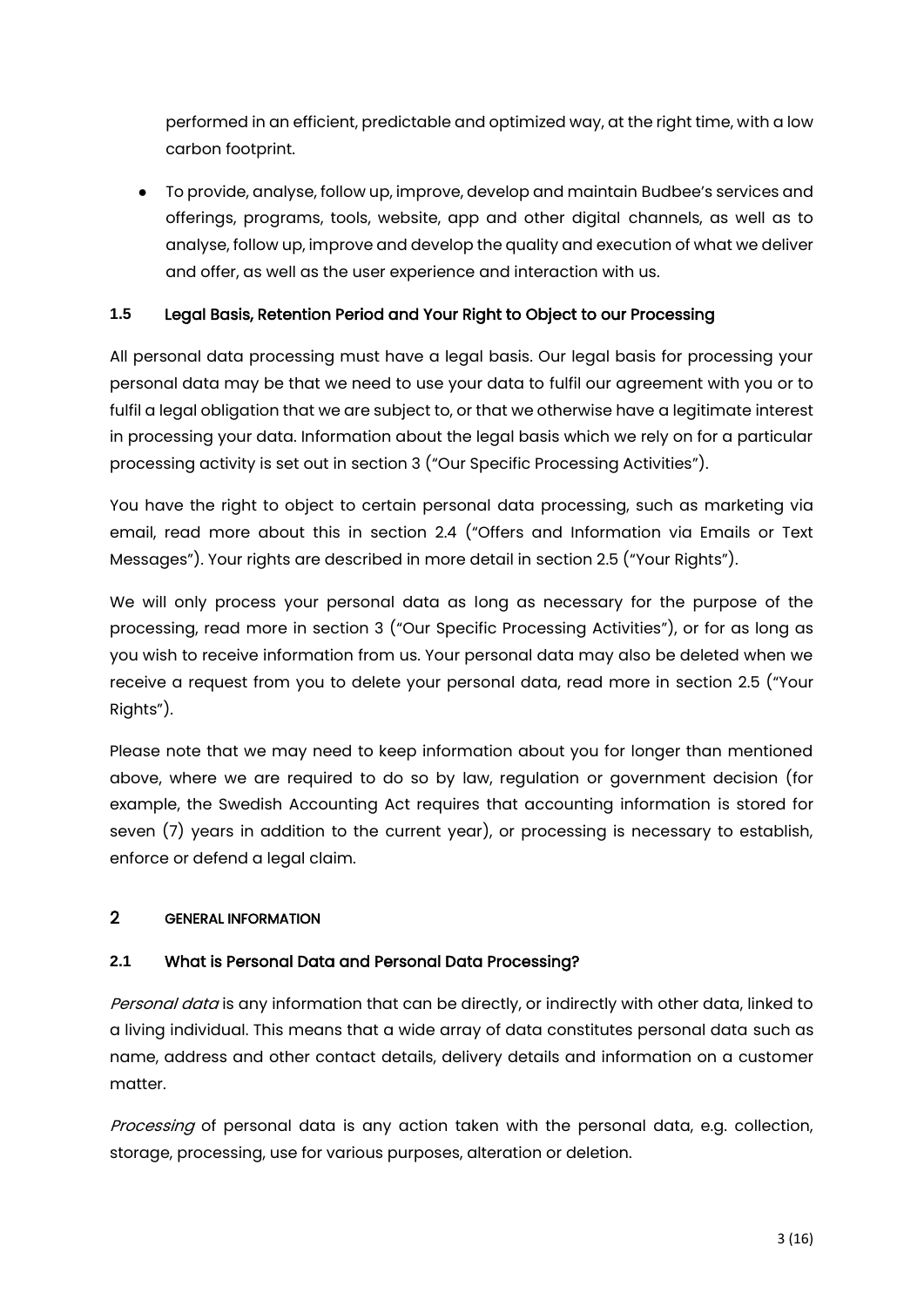performed in an efficient, predictable and optimized way, at the right time, with a low carbon footprint.

- To provide, analyse, follow up, improve, develop and maintain Budbee's services and offerings, programs, tools, website, app and other digital channels, as well as to analyse, follow up, improve and develop the quality and execution of what we deliver and offer, as well as the user experience and interaction with us.

### 1.5 Legal Basis, Retention Period and Your Right to Object to our Processing

All personal data processing must have a legal basis. Our legal basis for processing your personal data may be that we need to use your data to fulfil our agreement with you or to fulfil a legal obligation that we are subject to, or that we otherwise have a legitimate interest in processing your data. Information about the legal basis which we rely on for a particular processing activity is set out in section 3 ("Our Specific Processing Activities").

You have the right to object to certain personal data processing, such as marketing via email, read more about this in section 2.4 ("Offers and Information via Emails or Text Messages"). Your rights are described in more detail in section 2.5 ("Your Rights").

We will only process your personal data as long as necessary for the purpose of the processing, read more in section 3 ("Our Specific Processing Activities"), or for as long as you wish to receive information from us. Your personal data may also be deleted when we receive a request from you to delete your personal data, read more in section 2.5 ("Your Rights").

Please note that we may need to keep information about you for longer than mentioned above, where we are required to do so by law, regulation or government decision (for example, the Swedish Accounting Act requires that accounting information is stored for seven (7) years in addition to the current year), or processing is necessary to establish, enforce or defend a legal claim.

## 2 GENERAL INFORMATION

### 2.1 What is Personal Data and Personal Data Processing?

*Personal data* is any information that can be directly, or indirectly with other data, linked to a living individual. This means that a wide array of data constitutes personal data such as name, address and other contact details, delivery details and information on a customer matter.

*Processing* of personal data is any action taken with the personal data, e.g. collection, storage, processing, use for various purposes, alteration or deletion.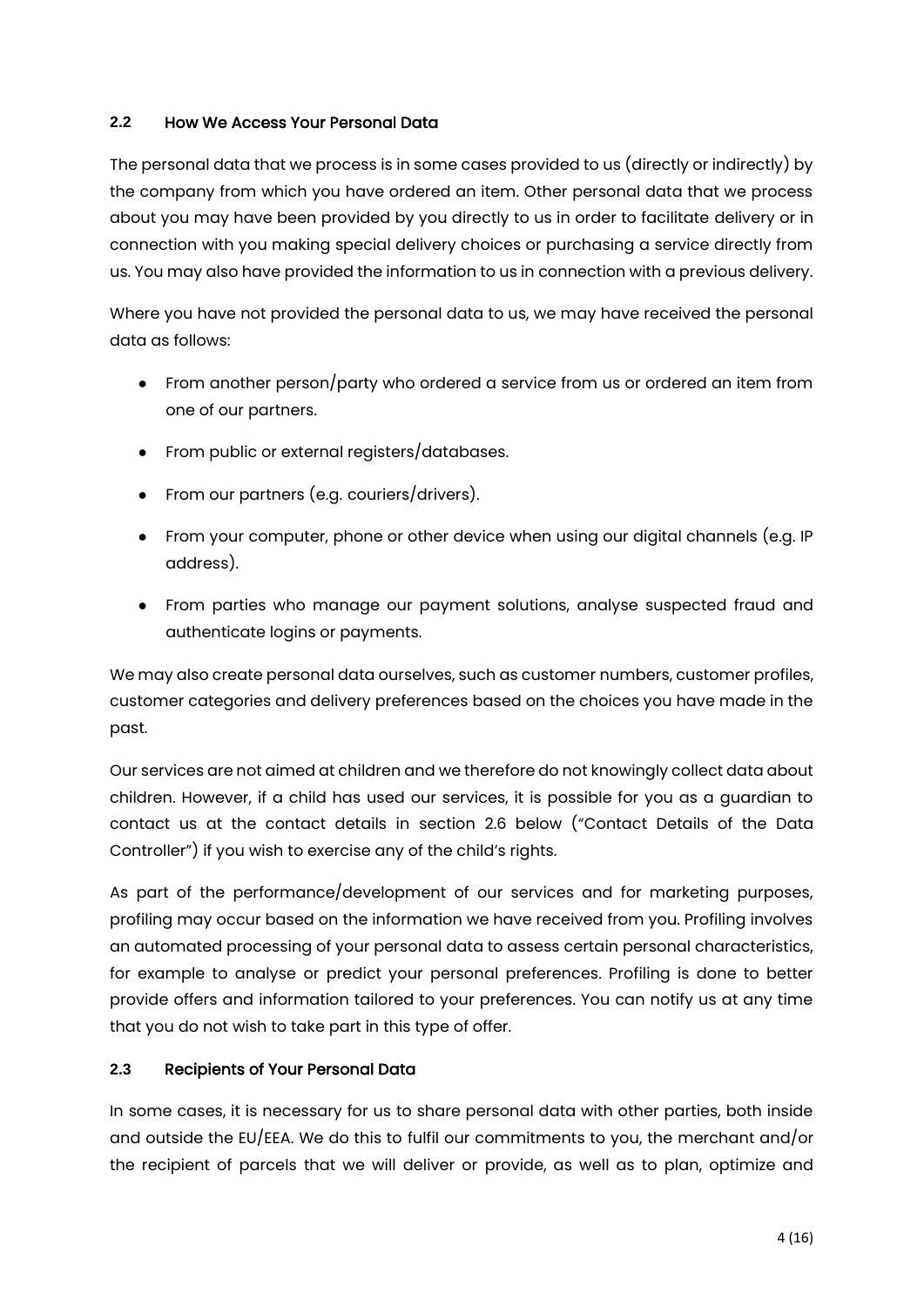### 2.2 How We Access Your Personal Data

The personal data that we process is in some cases provided to us (directly or indirectly) by the company from which you have ordered an item. Other personal data that we process about you may have been provided by you directly to us in order to facilitate delivery or in connection with you making special delivery choices or purchasing a service directly from us. You may also have provided the information to us in connection with a previous delivery.

Where you have not provided the personal data to us, we may have received the personal data as follows:

- From another person/party who ordered a service from us or ordered an item from one of our partners.
- From public or external registers/databases.
- From our partners (e.g. couriers/drivers).
- From your computer, phone or other device when using our digital channels (e.g. IP address).
- From parties who manage our payment solutions, analyse suspected fraud and authenticate logins or payments.

We may also create personal data ourselves, such as customer numbers, customer profiles, customer categories and delivery preferences based on the choices you have made in the past.

Our services are not aimed at children and we therefore do not knowingly collect data about children. However, if a child has used our services, it is possible for you as a guardian to contact us at the contact details in section 2.6 below ("Contact Details of the Data Controller") if you wish to exercise any of the child's rights.

As part of the performance/development of our services and for marketing purposes, profiling may occur based on the information we have received from you. Profiling involves an automated processing of your personal data to assess certain personal characteristics, for example to analyse or predict your personal preferences. Profiling is done to better provide offers and information tailored to your preferences. You can notify us at any time that you do not wish to take part in this type of offer.

### 2.3 Recipients of Your Personal Data

In some cases, it is necessary for us to share personal data with other parties, both inside and outside the EU/EEA. We do this to fulfil our commitments to you, the merchant and/or the recipient of parcels that we will deliver or provide, as well as to plan, optimize and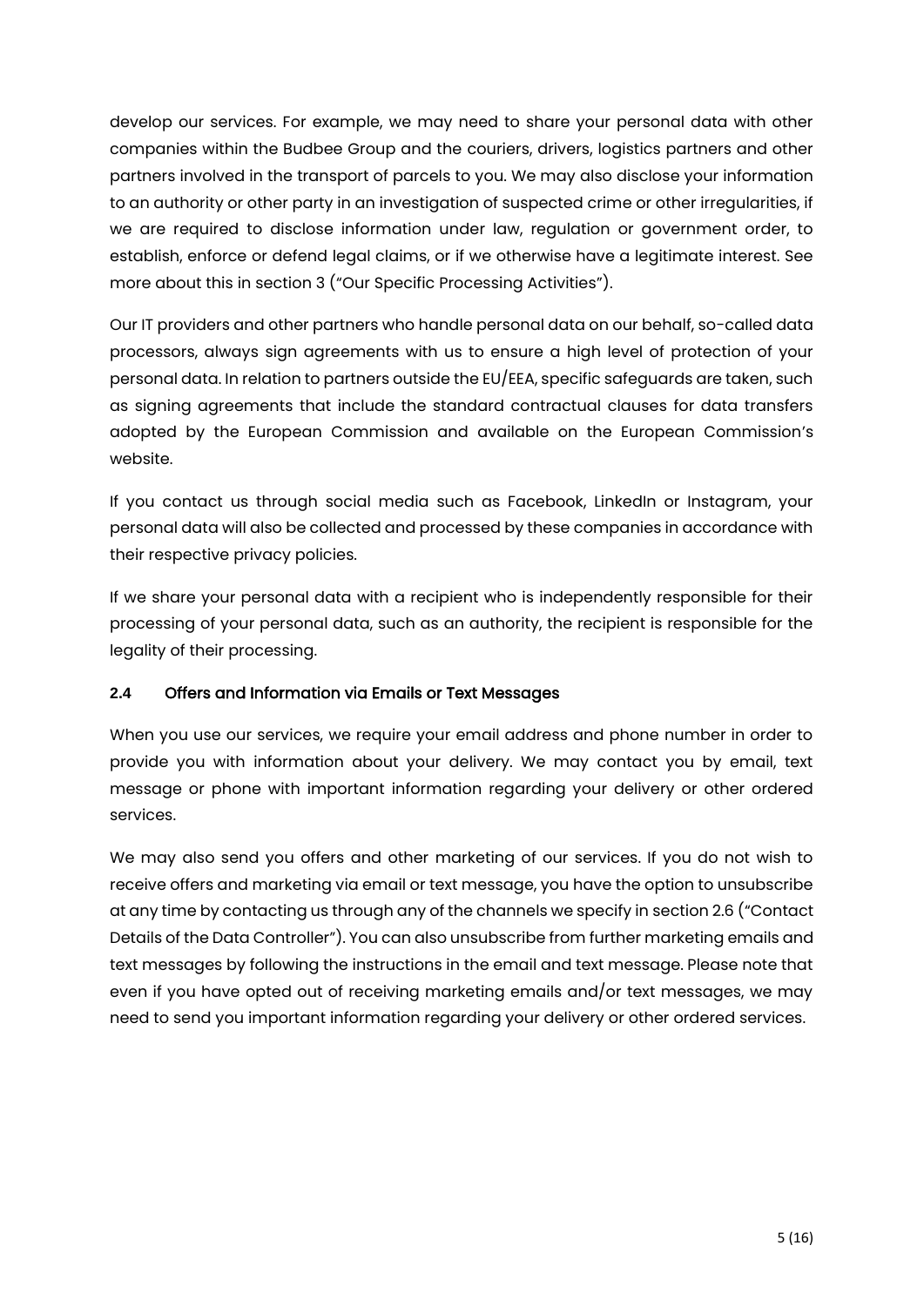develop our services. For example, we may need to share your personal data with other companies within the Budbee Group and the couriers, drivers, logistics partners and other partners involved in the transport of parcels to you. We may also disclose your information to an authority or other party in an investigation of suspected crime or other irregularities, if we are required to disclose information under law, regulation or government order, to establish, enforce or defend legal claims, or if we otherwise have a legitimate interest. See more about this in section 3 ("Our Specific Processing Activities").

Our IT providers and other partners who handle personal data on our behalf, so-called data processors, always sign agreements with us to ensure a high level of protection of your personal data. In relation to partners outside the EU/EEA, specific safeguards are taken, such as signing agreements that include the standard contractual clauses for data transfers adopted by the European Commission and available on the European Commission's website.

If you contact us through social media such as Facebook, LinkedIn or Instagram, your personal data will also be collected and processed by these companies in accordance with their respective privacy policies.

If we share your personal data with a recipient who is independently responsible for their processing of your personal data, such as an authority, the recipient is responsible for the legality of their processing.

### 2.4 Offers and Information via Emails or Text Messages

When you use our services, we require your email address and phone number in order to provide you with information about your delivery. We may contact you by email, text message or phone with important information regarding your delivery or other ordered services.

We may also send you offers and other marketing of our services. If you do not wish to receive offers and marketing via email or text message, you have the option to unsubscribe at any time by contacting us through any of the channels we specify in section 2.6 ("Contact Details of the Data Controller"). You can also unsubscribe from further marketing emails and text messages by following the instructions in the email and text message. Please note that even if you have opted out of receiving marketing emails and/or text messages, we may need to send you important information regarding your delivery or other ordered services.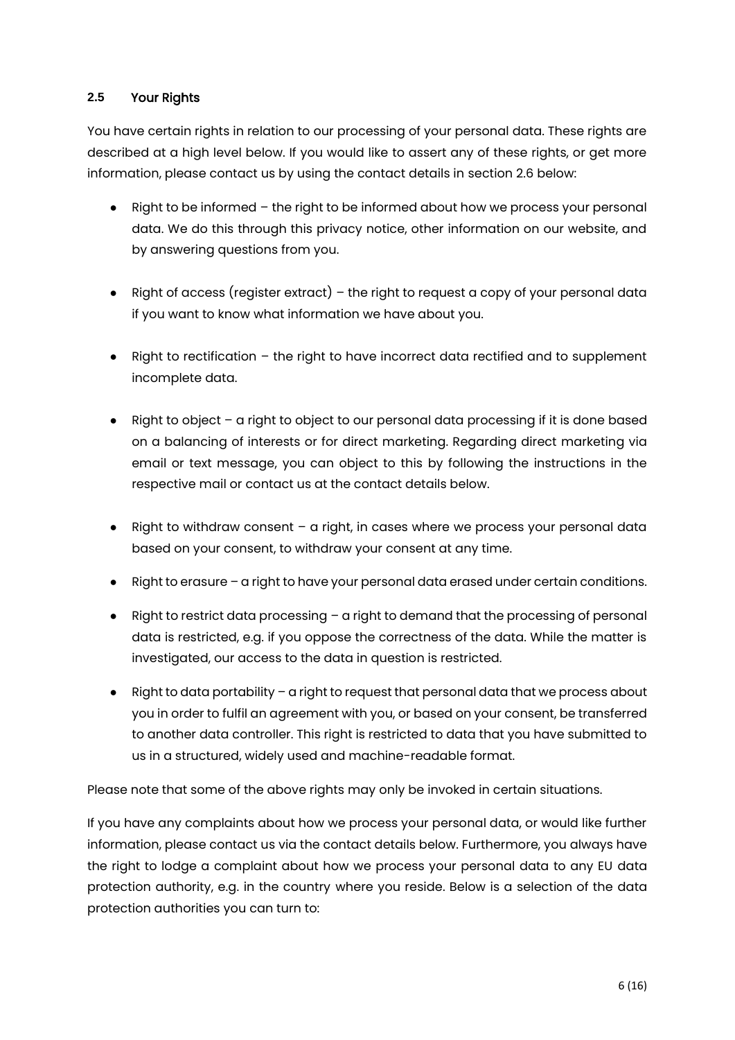### 2.5 Your Rights

You have certain rights in relation to our processing of your personal data. These rights are described at a high level below. If you would like to assert any of these rights, or get more information, please contact us by using the contact details in section 2.6 below:

- Right to be informed – the right to be informed about how we process your personal data. We do this through this privacy notice, other information on our website, and by answering questions from you.
- Right of access (register extract) – the right to request a copy of your personal data if you want to know what information we have about you.
- Right to rectification – the right to have incorrect data rectified and to supplement incomplete data.
- Right to object – a right to object to our personal data processing if it is done based on a balancing of interests or for direct marketing. Regarding direct marketing via email or text message, you can object to this by following the instructions in the respective mail or contact us at the contact details below.
- Right to withdraw consent – a right, in cases where we process your personal data based on your consent, to withdraw your consent at any time.
- Right to erasure – a right to have your personal data erased under certain conditions.
- Right to restrict data processing – a right to demand that the processing of personal data is restricted, e.g. if you oppose the correctness of the data. While the matter is investigated, our access to the data in question is restricted.
- Right to data portability – a right to request that personal data that we process about you in order to fulfil an agreement with you, or based on your consent, be transferred to another data controller. This right is restricted to data that you have submitted to us in a structured, widely used and machine-readable format.

Please note that some of the above rights may only be invoked in certain situations.

If you have any complaints about how we process your personal data, or would like further information, please contact us via the contact details below. Furthermore, you always have the right to lodge a complaint about how we process your personal data to any EU data protection authority, e.g. in the country where you reside. Below is a selection of the data protection authorities you can turn to: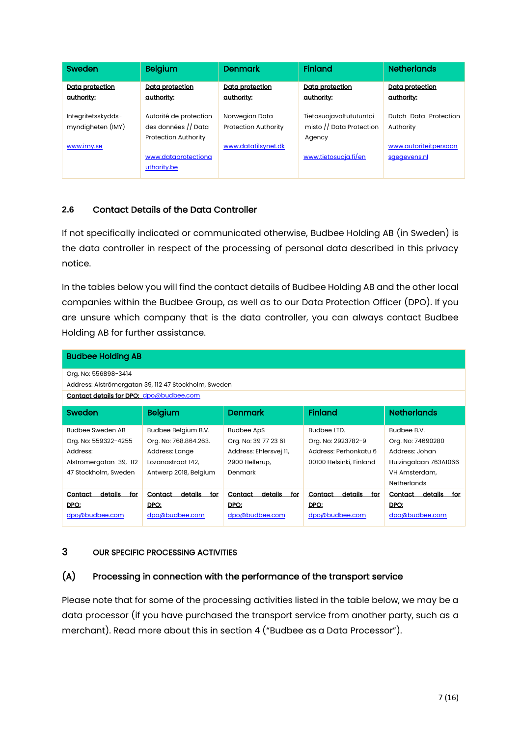| Sweden | Belgium | Denmark | Finland | Netherlands |
|---|---|---|---|---|
| **Data protection authority:**<br><br>Integritetsskydds-myndigheten (IMY)<br><br>www.imy.se | **Data protection authority:**<br><br>Autorité de protection des données // Data Protection Authority<br><br>www.dataprotectionauthority.be | **Data protection authority:**<br><br>Norwegian Data Protection Authority<br><br>www.datatilsynet.dk | **Data protection authority:**<br><br>Tietosuojavaltutuntoimisto // Data Protection Agency<br><br>www.tietosuoja.fi/en | **Data protection authority:**<br><br>Dutch Data Protection Authority<br><br>www.autoriteitpersoonsgegevens.nl |

### 2.6 Contact Details of the Data Controller

If not specifically indicated or communicated otherwise, Budbee Holding AB (in Sweden) is the data controller in respect of the processing of personal data described in this privacy notice.

In the tables below you will find the contact details of Budbee Holding AB and the other local companies within the Budbee Group, as well as to our Data Protection Officer (DPO). If you are unsure which company that is the data controller, you can always contact Budbee Holding AB for further assistance.

| Budbee Holding AB |
|---|
| Org. No: 556898-3414<br>Address: Alströmergatan 39, 112 47 Stockholm, Sweden |
| **Contact details for DPO:** dpo@budbee.com |

| Sweden | Belgium | Denmark | Finland | Netherlands |
|---|---|---|---|---|
| Budbee Sweden AB<br>Org. No: 559322-4255<br>Address: Alströmergatan 39, 112 47 Stockholm, Sweden | Budbee Belgium B.V.<br>Org. No: 768.864.263.<br>Address: Lange Lozanastraat 142, Antwerp 2018, Belgium | Budbee ApS<br>Org. No: 39 77 23 61<br>Address: Ehlersvej 11, 2900 Hellerup, Denmark | Budbee LTD.<br>Org. No: 2923782-9<br>Address: Perhonkatu 6 00100 Helsinki, Finland | Budbee B.V.<br>Org. No: 74690280<br>Address: Johan Huizingalaan 763A1066 VH Amsterdam, Netherlands |
| **Contact details for DPO:**<br>dpo@budbee.com | **Contact details for DPO:**<br>dpo@budbee.com | **Contact details for DPO:**<br>dpo@budbee.com | **Contact details for DPO:**<br>dpo@budbee.com | **Contact details for DPO:**<br>dpo@budbee.com |

## 3 OUR SPECIFIC PROCESSING ACTIVITIES

### (A) Processing in connection with the performance of the transport service

Please note that for some of the processing activities listed in the table below, we may be a data processor (if you have purchased the transport service from another party, such as a merchant). Read more about this in section 4 ("Budbee as a Data Processor").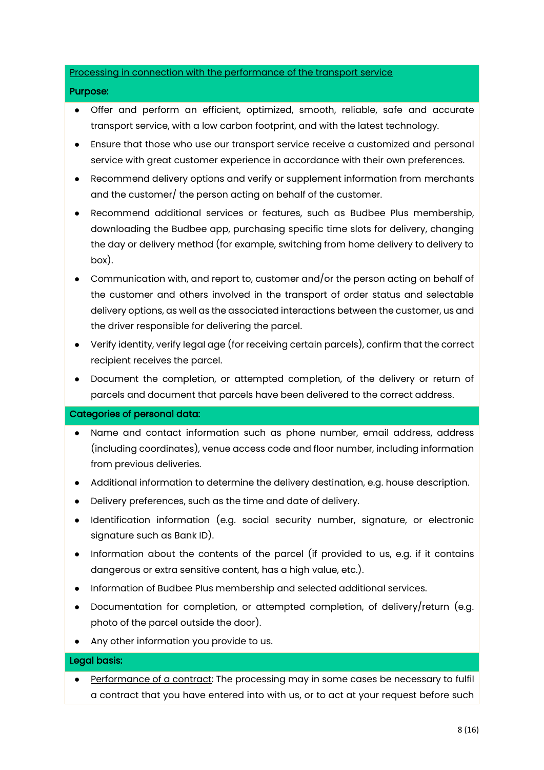<u>Processing in connection with the performance of the transport service</u>

**Purpose:**

- Offer and perform an efficient, optimized, smooth, reliable, safe and accurate transport service, with a low carbon footprint, and with the latest technology.
- Ensure that those who use our transport service receive a customized and personal service with great customer experience in accordance with their own preferences.
- Recommend delivery options and verify or supplement information from merchants and the customer/ the person acting on behalf of the customer.
- Recommend additional services or features, such as Budbee Plus membership, downloading the Budbee app, purchasing specific time slots for delivery, changing the day or delivery method (for example, switching from home delivery to delivery to box).
- Communication with, and report to, customer and/or the person acting on behalf of the customer and others involved in the transport of order status and selectable delivery options, as well as the associated interactions between the customer, us and the driver responsible for delivering the parcel.
- Verify identity, verify legal age (for receiving certain parcels), confirm that the correct recipient receives the parcel.
- Document the completion, or attempted completion, of the delivery or return of parcels and document that parcels have been delivered to the correct address.

**Categories of personal data:**

- Name and contact information such as phone number, email address, address (including coordinates), venue access code and floor number, including information from previous deliveries.
- Additional information to determine the delivery destination, e.g. house description.
- Delivery preferences, such as the time and date of delivery.
- Identification information (e.g. social security number, signature, or electronic signature such as Bank ID).
- Information about the contents of the parcel (if provided to us, e.g. if it contains dangerous or extra sensitive content, has a high value, etc.).
- Information of Budbee Plus membership and selected additional services.
- Documentation for completion, or attempted completion, of delivery/return (e.g. photo of the parcel outside the door).
- Any other information you provide to us.

**Legal basis:**

- <u>Performance of a contract</u>: The processing may in some cases be necessary to fulfil a contract that you have entered into with us, or to act at your request before such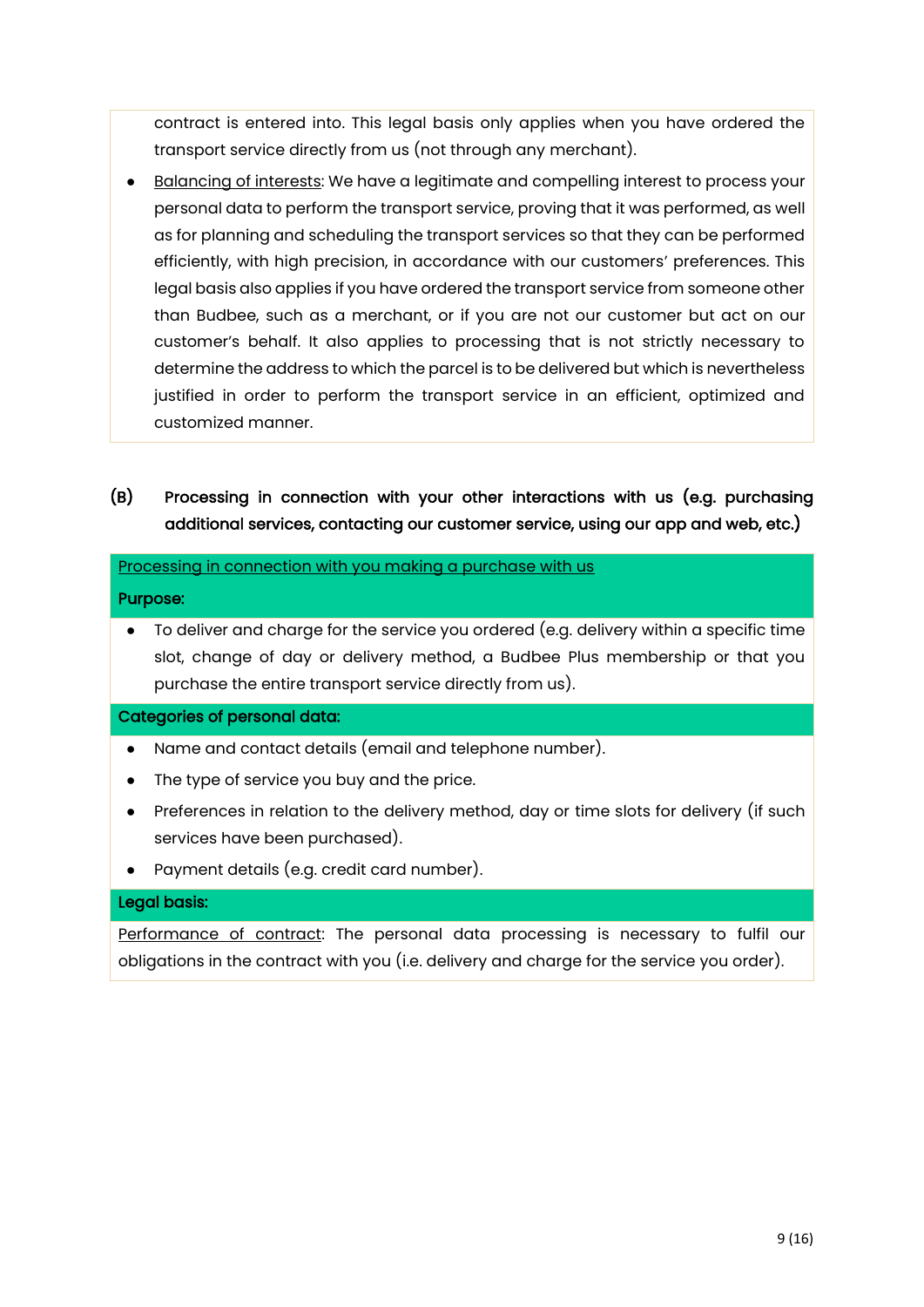contract is entered into. This legal basis only applies when you have ordered the transport service directly from us (not through any merchant).

- Balancing of interests: We have a legitimate and compelling interest to process your personal data to perform the transport service, proving that it was performed, as well as for planning and scheduling the transport services so that they can be performed efficiently, with high precision, in accordance with our customers' preferences. This legal basis also applies if you have ordered the transport service from someone other than Budbee, such as a merchant, or if you are not our customer but act on our customer's behalf. It also applies to processing that is not strictly necessary to determine the address to which the parcel is to be delivered but which is nevertheless justified in order to perform the transport service in an efficient, optimized and customized manner.

## (B) Processing in connection with your other interactions with us (e.g. purchasing additional services, contacting our customer service, using our app and web, etc.)

Processing in connection with you making a purchase with us

**Purpose:**

- To deliver and charge for the service you ordered (e.g. delivery within a specific time slot, change of day or delivery method, a Budbee Plus membership or that you purchase the entire transport service directly from us).

**Categories of personal data:**

- Name and contact details (email and telephone number).
- The type of service you buy and the price.
- Preferences in relation to the delivery method, day or time slots for delivery (if such services have been purchased).
- Payment details (e.g. credit card number).

**Legal basis:**

Performance of contract: The personal data processing is necessary to fulfil our obligations in the contract with you (i.e. delivery and charge for the service you order).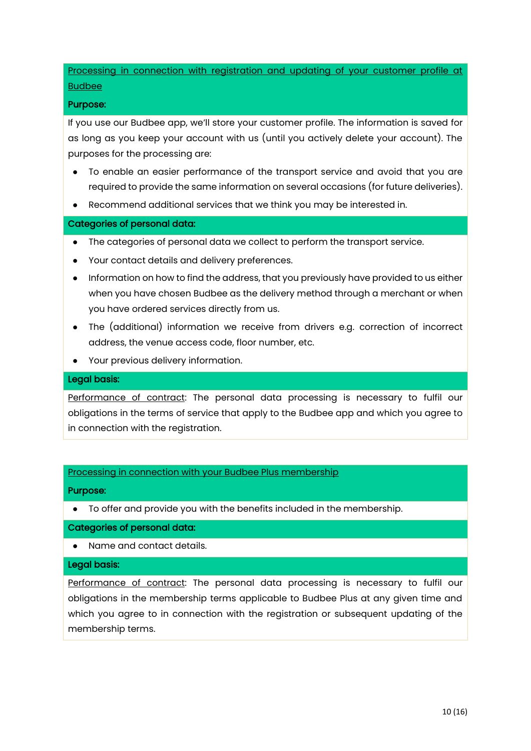<u>Processing in connection with registration and updating of your customer profile at Budbee</u>

**Purpose:**

If you use our Budbee app, we'll store your customer profile. The information is saved for as long as you keep your account with us (until you actively delete your account). The purposes for the processing are:

- To enable an easier performance of the transport service and avoid that you are required to provide the same information on several occasions (for future deliveries).
- Recommend additional services that we think you may be interested in.

**Categories of personal data:**

- The categories of personal data we collect to perform the transport service.
- Your contact details and delivery preferences.
- Information on how to find the address, that you previously have provided to us either when you have chosen Budbee as the delivery method through a merchant or when you have ordered services directly from us.
- The (additional) information we receive from drivers e.g. correction of incorrect address, the venue access code, floor number, etc.
- Your previous delivery information.

**Legal basis:**

<u>Performance of contract</u>: The personal data processing is necessary to fulfil our obligations in the terms of service that apply to the Budbee app and which you agree to in connection with the registration.

<u>Processing in connection with your Budbee Plus membership</u>

**Purpose:**

- To offer and provide you with the benefits included in the membership.

**Categories of personal data:**

- Name and contact details.

**Legal basis:**

<u>Performance of contract</u>: The personal data processing is necessary to fulfil our obligations in the membership terms applicable to Budbee Plus at any given time and which you agree to in connection with the registration or subsequent updating of the membership terms.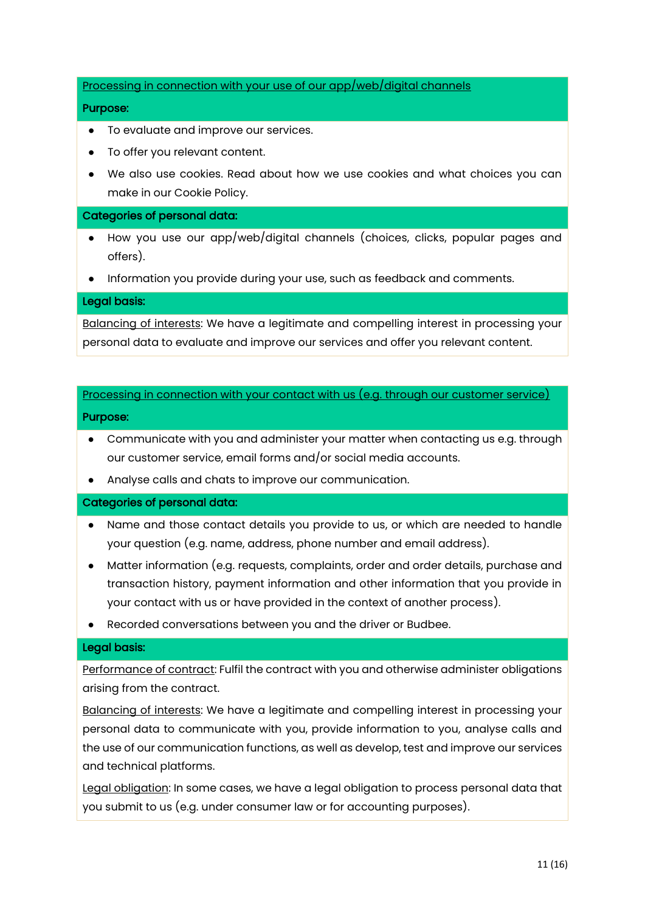<u>Processing in connection with your use of our app/web/digital channels</u>

**Purpose:**

- To evaluate and improve our services.
- To offer you relevant content.
- We also use cookies. Read about how we use cookies and what choices you can make in our Cookie Policy.

**Categories of personal data:**

- How you use our app/web/digital channels (choices, clicks, popular pages and offers).
- Information you provide during your use, such as feedback and comments.

**Legal basis:**

<u>Balancing of interests</u>: We have a legitimate and compelling interest in processing your personal data to evaluate and improve our services and offer you relevant content.

<u>Processing in connection with your contact with us (e.g. through our customer service)</u>

**Purpose:**

- Communicate with you and administer your matter when contacting us e.g. through our customer service, email forms and/or social media accounts.
- Analyse calls and chats to improve our communication.

**Categories of personal data:**

- Name and those contact details you provide to us, or which are needed to handle your question (e.g. name, address, phone number and email address).
- Matter information (e.g. requests, complaints, order and order details, purchase and transaction history, payment information and other information that you provide in your contact with us or have provided in the context of another process).
- Recorded conversations between you and the driver or Budbee.

**Legal basis:**

<u>Performance of contract</u>: Fulfil the contract with you and otherwise administer obligations arising from the contract.

<u>Balancing of interests</u>: We have a legitimate and compelling interest in processing your personal data to communicate with you, provide information to you, analyse calls and the use of our communication functions, as well as develop, test and improve our services and technical platforms.

<u>Legal obligation</u>: In some cases, we have a legal obligation to process personal data that you submit to us (e.g. under consumer law or for accounting purposes).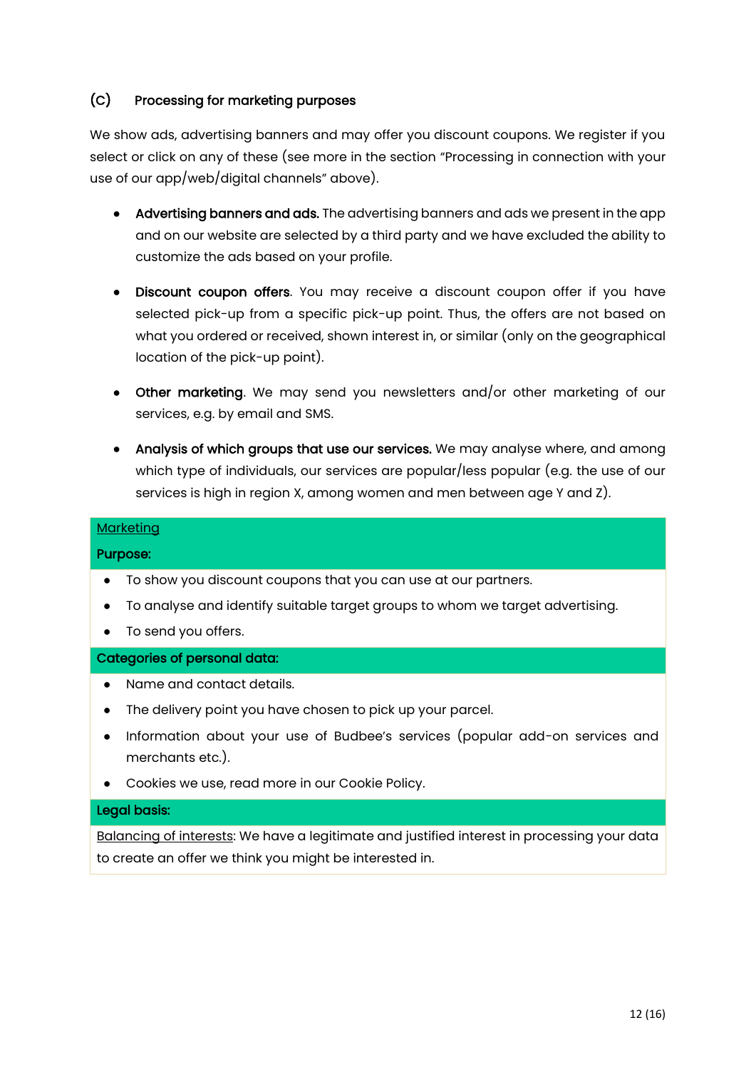### (C) Processing for marketing purposes

We show ads, advertising banners and may offer you discount coupons. We register if you select or click on any of these (see more in the section "Processing in connection with your use of our app/web/digital channels" above).

- **Advertising banners and ads.** The advertising banners and ads we present in the app and on our website are selected by a third party and we have excluded the ability to customize the ads based on your profile.

- **Discount coupon offers**. You may receive a discount coupon offer if you have selected pick-up from a specific pick-up point. Thus, the offers are not based on what you ordered or received, shown interest in, or similar (only on the geographical location of the pick-up point).

- **Other marketing**. We may send you newsletters and/or other marketing of our services, e.g. by email and SMS.

- **Analysis of which groups that use our services.** We may analyse where, and among which type of individuals, our services are popular/less popular (e.g. the use of our services is high in region X, among women and men between age Y and Z).

| Marketing<br>**Purpose:** |
|---|
| • To show you discount coupons that you can use at our partners.<br>• To analyse and identify suitable target groups to whom we target advertising.<br>• To send you offers. |
| **Categories of personal data:** |
| • Name and contact details.<br>• The delivery point you have chosen to pick up your parcel.<br>• Information about your use of Budbee's services (popular add-on services and merchants etc.).<br>• Cookies we use, read more in our Cookie Policy. |
| **Legal basis:** |
| Balancing of interests: We have a legitimate and justified interest in processing your data to create an offer we think you might be interested in. |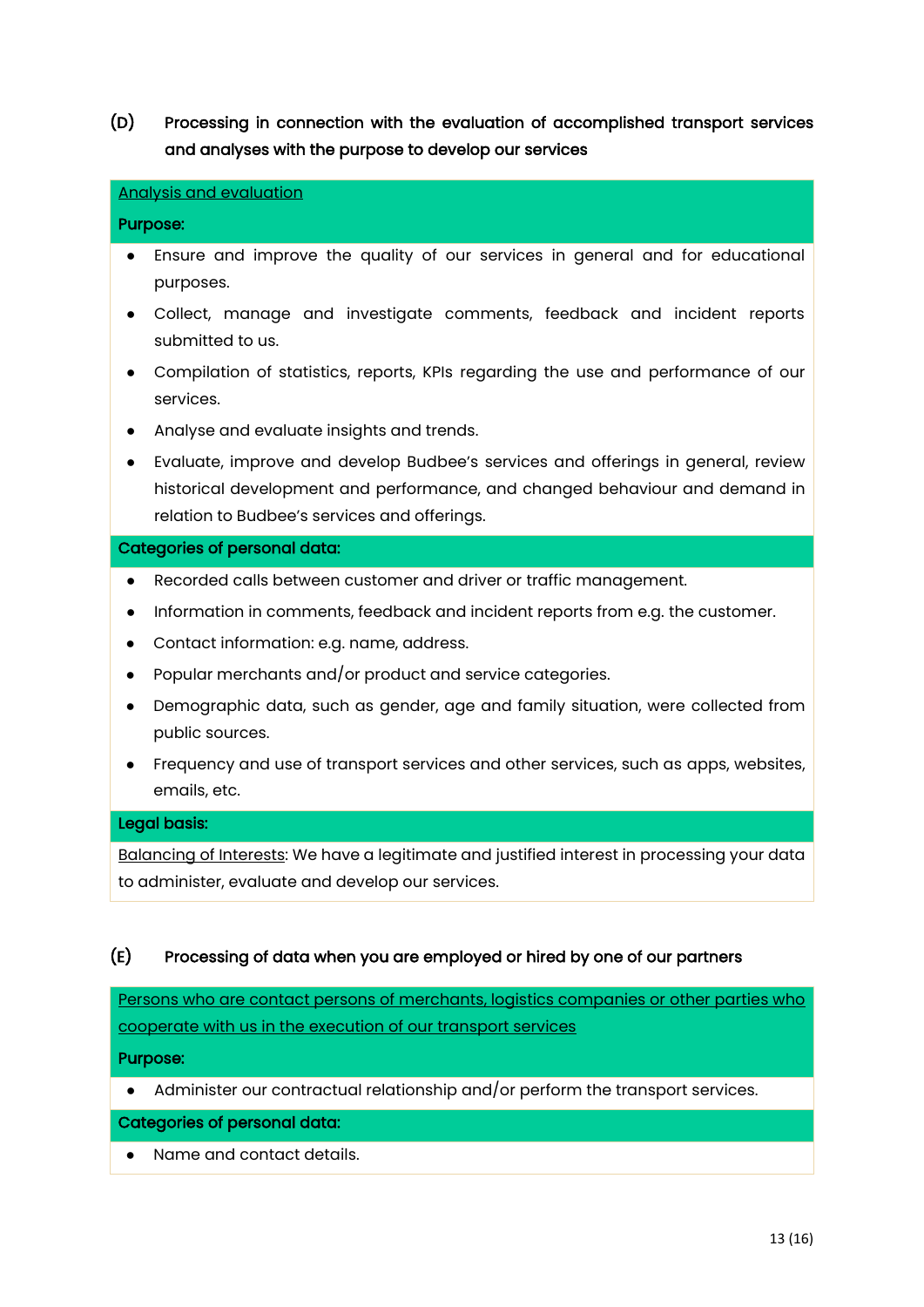### (D) Processing in connection with the evaluation of accomplished transport services and analyses with the purpose to develop our services

<u>Analysis and evaluation</u>

**Purpose:**

- Ensure and improve the quality of our services in general and for educational purposes.
- Collect, manage and investigate comments, feedback and incident reports submitted to us.
- Compilation of statistics, reports, KPIs regarding the use and performance of our services.
- Analyse and evaluate insights and trends.
- Evaluate, improve and develop Budbee's services and offerings in general, review historical development and performance, and changed behaviour and demand in relation to Budbee's services and offerings.

**Categories of personal data:**

- Recorded calls between customer and driver or traffic management.
- Information in comments, feedback and incident reports from e.g. the customer.
- Contact information: e.g. name, address.
- Popular merchants and/or product and service categories.
- Demographic data, such as gender, age and family situation, were collected from public sources.
- Frequency and use of transport services and other services, such as apps, websites, emails, etc.

**Legal basis:**

<u>Balancing of Interests</u>: We have a legitimate and justified interest in processing your data to administer, evaluate and develop our services.

### (E) Processing of data when you are employed or hired by one of our partners

<u>Persons who are contact persons of merchants, logistics companies or other parties who cooperate with us in the execution of our transport services</u>

**Purpose:**

- Administer our contractual relationship and/or perform the transport services.

**Categories of personal data:**

- Name and contact details.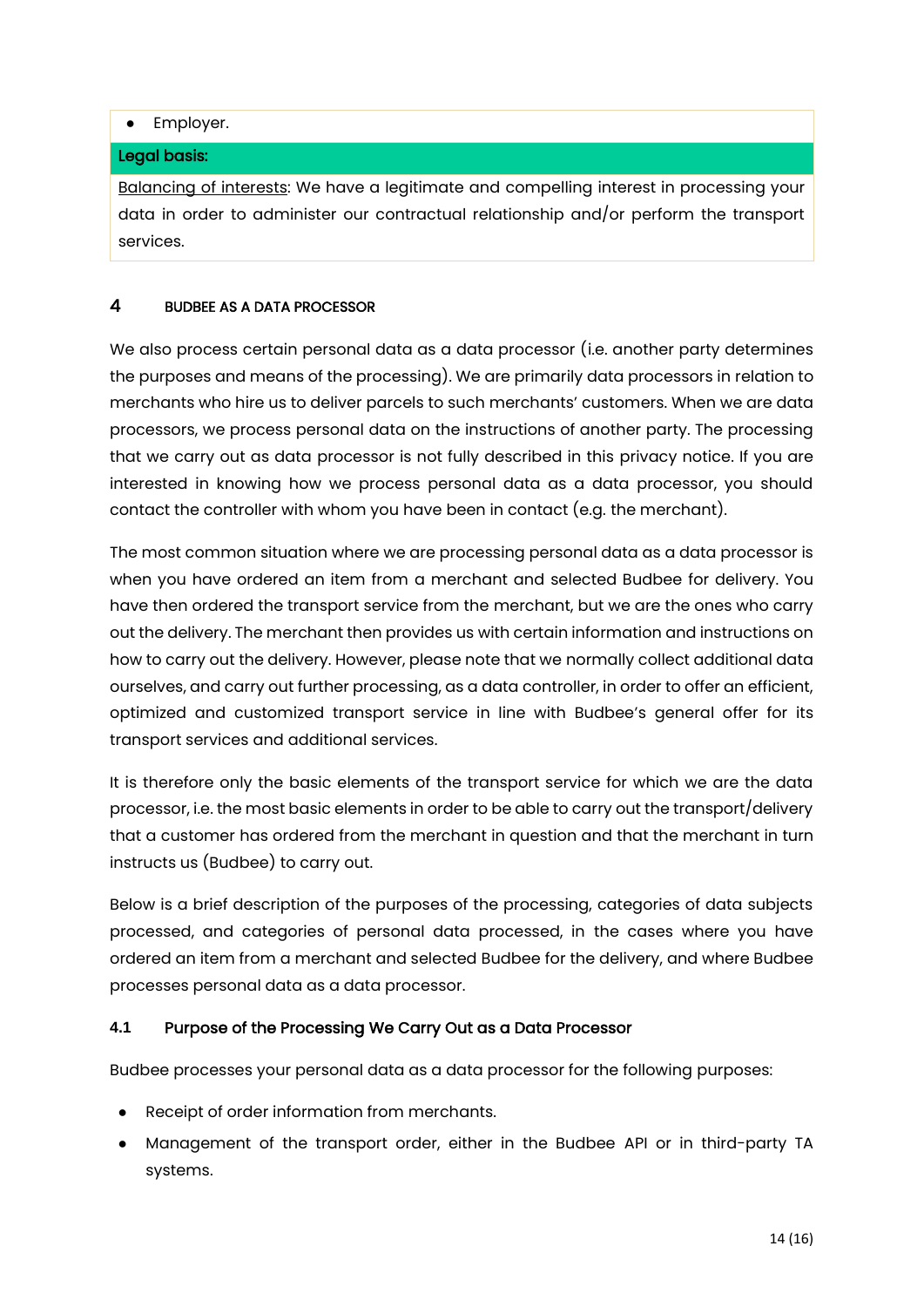- Employer.

**Legal basis:**

Balancing of interests: We have a legitimate and compelling interest in processing your data in order to administer our contractual relationship and/or perform the transport services.

## 4 BUDBEE AS A DATA PROCESSOR

We also process certain personal data as a data processor (i.e. another party determines the purposes and means of the processing). We are primarily data processors in relation to merchants who hire us to deliver parcels to such merchants' customers. When we are data processors, we process personal data on the instructions of another party. The processing that we carry out as data processor is not fully described in this privacy notice. If you are interested in knowing how we process personal data as a data processor, you should contact the controller with whom you have been in contact (e.g. the merchant).

The most common situation where we are processing personal data as a data processor is when you have ordered an item from a merchant and selected Budbee for delivery. You have then ordered the transport service from the merchant, but we are the ones who carry out the delivery. The merchant then provides us with certain information and instructions on how to carry out the delivery. However, please note that we normally collect additional data ourselves, and carry out further processing, as a data controller, in order to offer an efficient, optimized and customized transport service in line with Budbee's general offer for its transport services and additional services.

It is therefore only the basic elements of the transport service for which we are the data processor, i.e. the most basic elements in order to be able to carry out the transport/delivery that a customer has ordered from the merchant in question and that the merchant in turn instructs us (Budbee) to carry out.

Below is a brief description of the purposes of the processing, categories of data subjects processed, and categories of personal data processed, in the cases where you have ordered an item from a merchant and selected Budbee for the delivery, and where Budbee processes personal data as a data processor.

### 4.1 Purpose of the Processing We Carry Out as a Data Processor

Budbee processes your personal data as a data processor for the following purposes:

- Receipt of order information from merchants.
- Management of the transport order, either in the Budbee API or in third-party TA systems.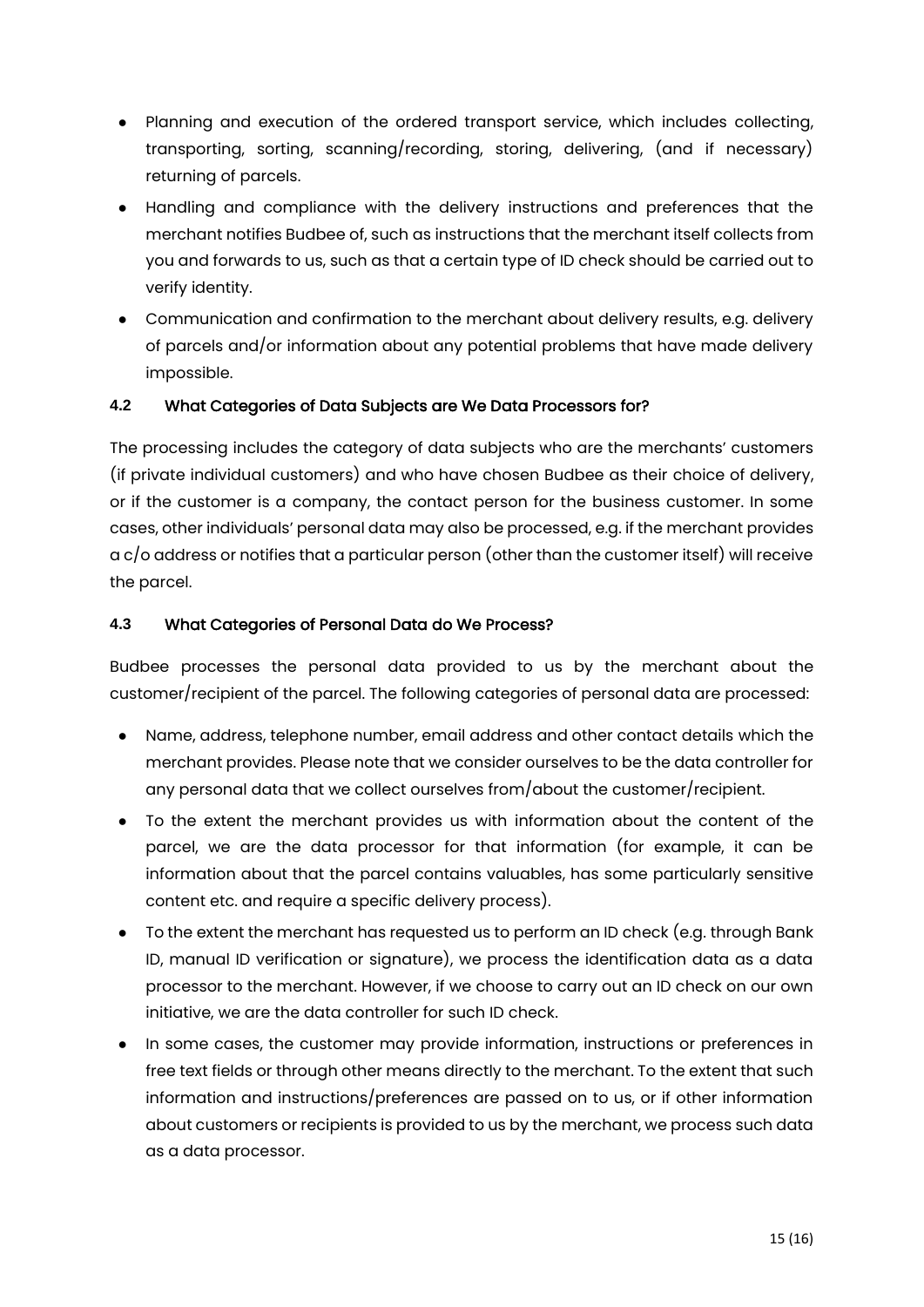- Planning and execution of the ordered transport service, which includes collecting, transporting, sorting, scanning/recording, storing, delivering, (and if necessary) returning of parcels.
- Handling and compliance with the delivery instructions and preferences that the merchant notifies Budbee of, such as instructions that the merchant itself collects from you and forwards to us, such as that a certain type of ID check should be carried out to verify identity.
- Communication and confirmation to the merchant about delivery results, e.g. delivery of parcels and/or information about any potential problems that have made delivery impossible.

### 4.2 What Categories of Data Subjects are We Data Processors for?

The processing includes the category of data subjects who are the merchants' customers (if private individual customers) and who have chosen Budbee as their choice of delivery, or if the customer is a company, the contact person for the business customer. In some cases, other individuals' personal data may also be processed, e.g. if the merchant provides a c/o address or notifies that a particular person (other than the customer itself) will receive the parcel.

### 4.3 What Categories of Personal Data do We Process?

Budbee processes the personal data provided to us by the merchant about the customer/recipient of the parcel. The following categories of personal data are processed:

- Name, address, telephone number, email address and other contact details which the merchant provides. Please note that we consider ourselves to be the data controller for any personal data that we collect ourselves from/about the customer/recipient.
- To the extent the merchant provides us with information about the content of the parcel, we are the data processor for that information (for example, it can be information about that the parcel contains valuables, has some particularly sensitive content etc. and require a specific delivery process).
- To the extent the merchant has requested us to perform an ID check (e.g. through Bank ID, manual ID verification or signature), we process the identification data as a data processor to the merchant. However, if we choose to carry out an ID check on our own initiative, we are the data controller for such ID check.
- In some cases, the customer may provide information, instructions or preferences in free text fields or through other means directly to the merchant. To the extent that such information and instructions/preferences are passed on to us, or if other information about customers or recipients is provided to us by the merchant, we process such data as a data processor.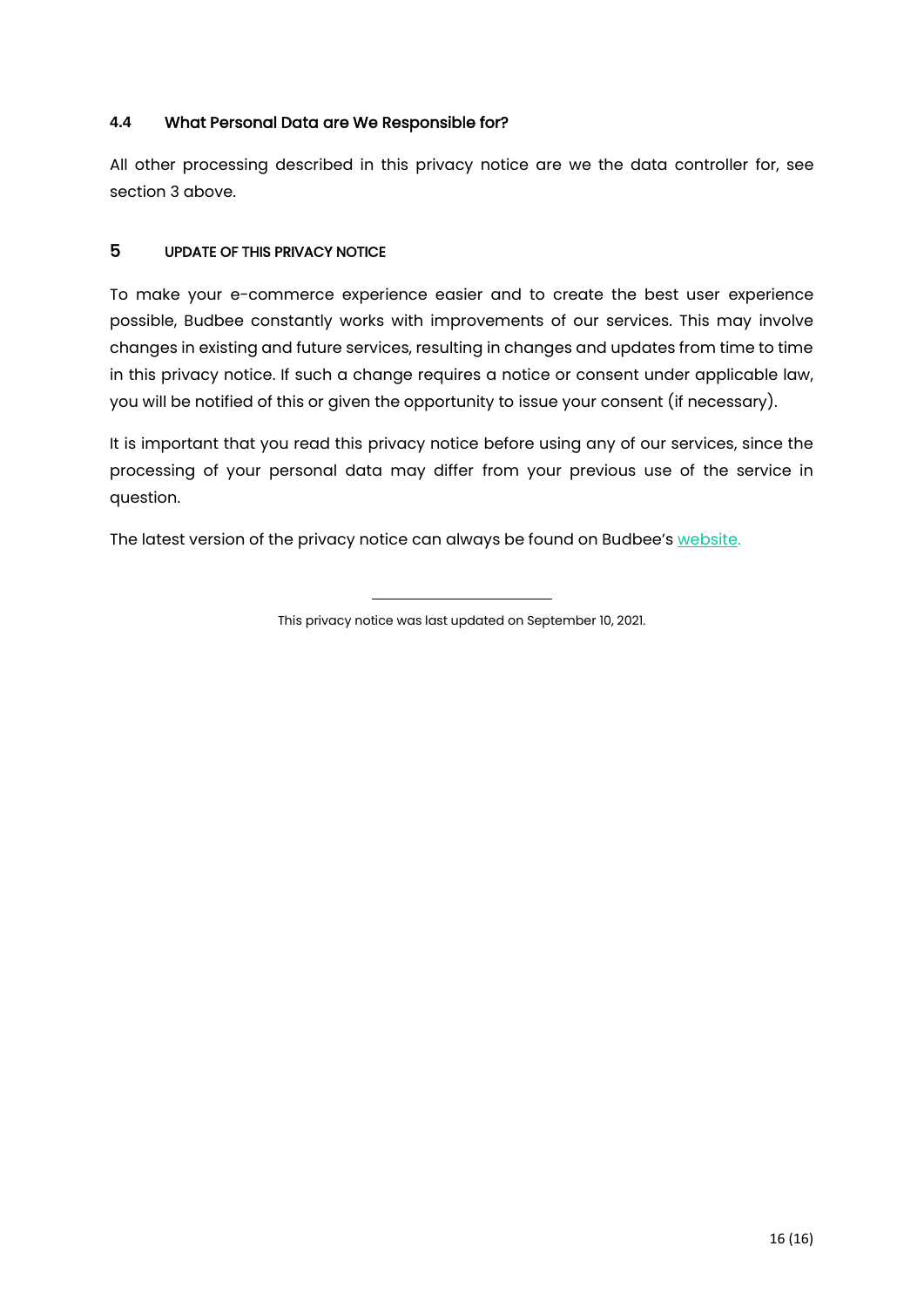### 4.4 What Personal Data are We Responsible for?

All other processing described in this privacy notice are we the data controller for, see section 3 above.

## 5 UPDATE OF THIS PRIVACY NOTICE

To make your e-commerce experience easier and to create the best user experience possible, Budbee constantly works with improvements of our services. This may involve changes in existing and future services, resulting in changes and updates from time to time in this privacy notice. If such a change requires a notice or consent under applicable law, you will be notified of this or given the opportunity to issue your consent (if necessary).

It is important that you read this privacy notice before using any of our services, since the processing of your personal data may differ from your previous use of the service in question.

The latest version of the privacy notice can always be found on Budbee's website.

---

This privacy notice was last updated on September 10, 2021.